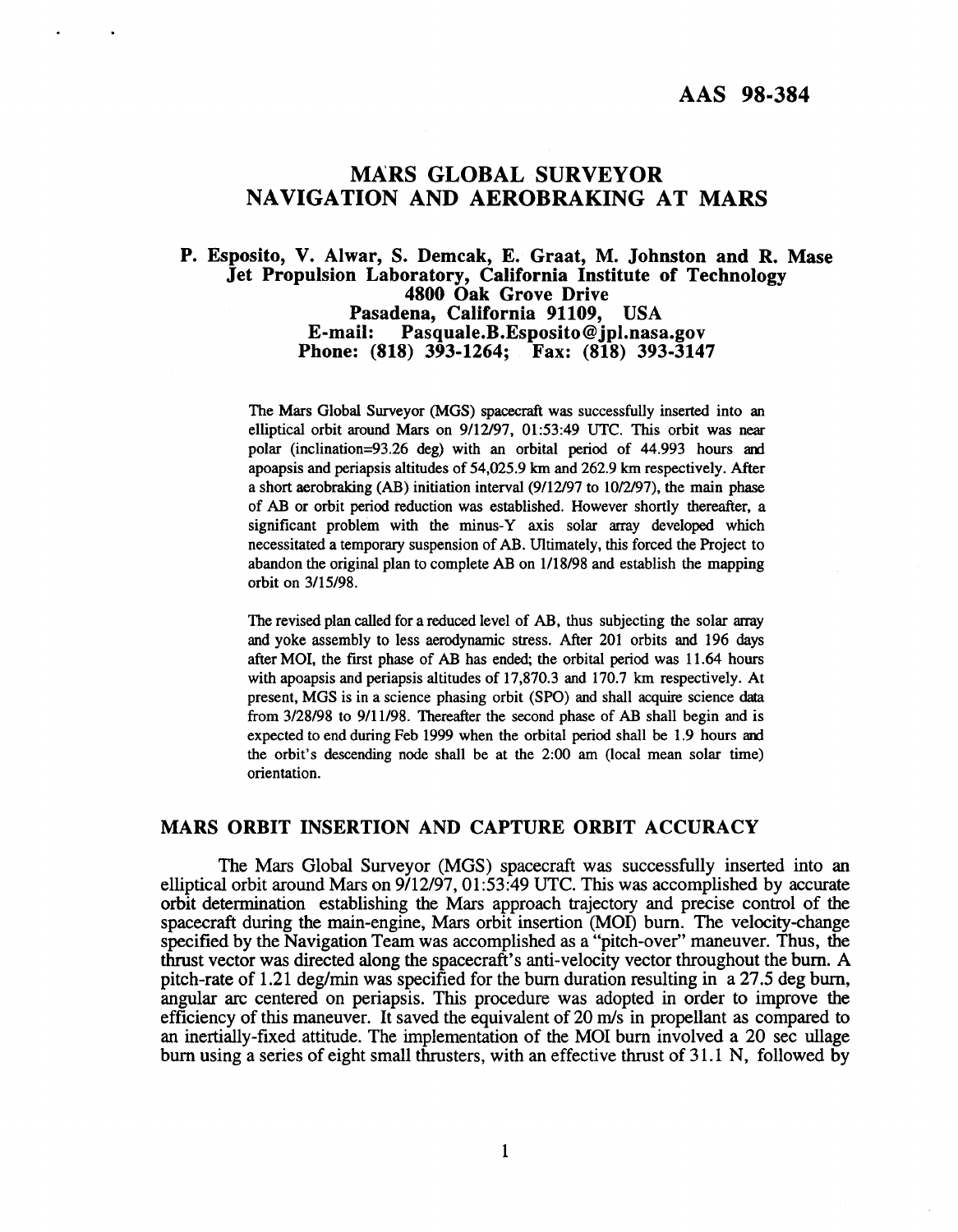AAS 98-384

# MARS GLOBAL SURVEYOR NAVIGATION AND AEROBRAKING AT MARS

**P. Esposito, V. Alwar, S. Demcak, E. Graat, M. Johnston and R. Mase**
**Jet Propulsion Laboratory, California Institute of Technology**
**4800 Oak Grove Drive**
**Pasadena, California 91109, USA**
**E-mail: Pasquale.B.Esposito@jpl.nasa.gov**
**Phone: (818) 393-1264; Fax: (818) 393-3147**

The Mars Global Surveyor (MGS) spacecraft was successfully inserted into an elliptical orbit around Mars on 9/12/97, 01:53:49 UTC. This orbit was near polar (inclination=93.26 deg) with an orbital period of 44.993 hours and apoapsis and periapsis altitudes of 54,025.9 km and 262.9 km respectively. After a short aerobraking (AB) initiation interval (9/12/97 to 10/2/97), the main phase of AB or orbit period reduction was established. However shortly thereafter, a significant problem with the minus-Y axis solar array developed which necessitated a temporary suspension of AB. Ultimately, this forced the Project to abandon the original plan to complete AB on 1/18/98 and establish the mapping orbit on 3/15/98.

The revised plan called for a reduced level of AB, thus subjecting the solar array and yoke assembly to less aerodynamic stress. After 201 orbits and 196 days after MOI, the first phase of AB has ended; the orbital period was 11.64 hours with apoapsis and periapsis altitudes of 17,870.3 and 170.7 km respectively. At present, MGS is in a science phasing orbit (SPO) and shall acquire science data from 3/28/98 to 9/11/98. Thereafter the second phase of AB shall begin and is expected to end during Feb 1999 when the orbital period shall be 1.9 hours and the orbit's descending node shall be at the 2:00 am (local mean solar time) orientation.

## MARS ORBIT INSERTION AND CAPTURE ORBIT ACCURACY

The Mars Global Surveyor (MGS) spacecraft was successfully inserted into an elliptical orbit around Mars on 9/12/97, 01:53:49 UTC. This was accomplished by accurate orbit determination establishing the Mars approach trajectory and precise control of the spacecraft during the main-engine, Mars orbit insertion (MOI) burn. The velocity-change specified by the Navigation Team was accomplished as a "pitch-over" maneuver. Thus, the thrust vector was directed along the spacecraft's anti-velocity vector throughout the burn. A pitch-rate of 1.21 deg/min was specified for the burn duration resulting in a 27.5 deg burn, angular arc centered on periapsis. This procedure was adopted in order to improve the efficiency of this maneuver. It saved the equivalent of 20 m/s in propellant as compared to an inertially-fixed attitude. The implementation of the MOI burn involved a 20 sec ullage burn using a series of eight small thrusters, with an effective thrust of 31.1 N, followed by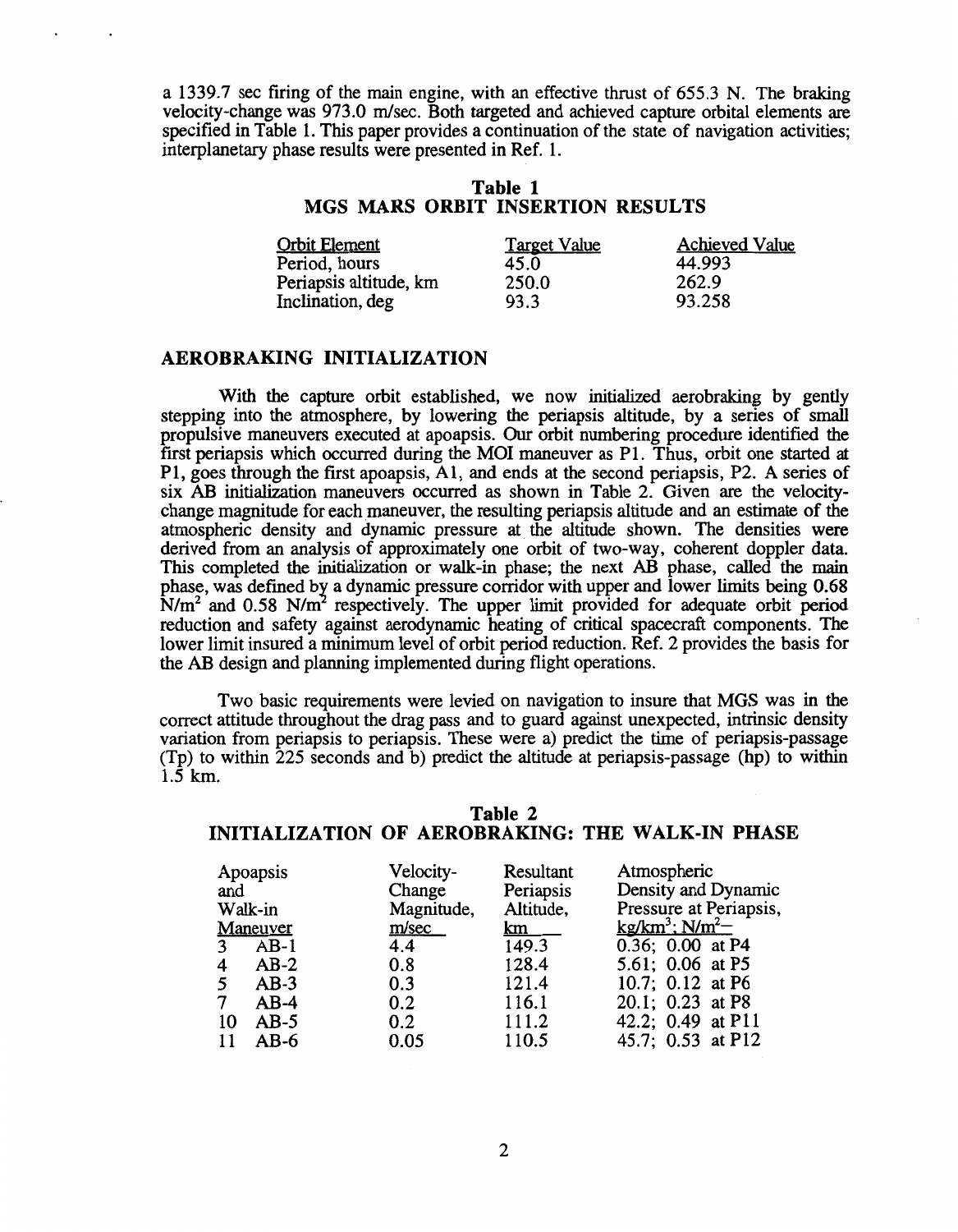a 1339.7 sec firing of the main engine, with an effective thrust of 655.3 N. The braking velocity-change was 973.0 m/sec. Both targeted and achieved capture orbital elements are specified in Table 1. This paper provides a continuation of the state of navigation activities; interplanetary phase results were presented in Ref. 1.

## Table 1
## MGS MARS ORBIT INSERTION RESULTS

| Orbit Element | Target Value | Achieved Value |
|---|---|---|
| Period, hours | 45.0 | 44.993 |
| Periapsis altitude, km | 250.0 | 262.9 |
| Inclination, deg | 93.3 | 93.258 |

## AEROBRAKING INITIALIZATION

With the capture orbit established, we now initialized aerobraking by gently stepping into the atmosphere, by lowering the periapsis altitude, by a series of small propulsive maneuvers executed at apoapsis. Our orbit numbering procedure identified the first periapsis which occurred during the MOI maneuver as P1. Thus, orbit one started at P1, goes through the first apoapsis, A1, and ends at the second periapsis, P2. A series of six AB initialization maneuvers occurred as shown in Table 2. Given are the velocity-change magnitude for each maneuver, the resulting periapsis altitude and an estimate of the atmospheric density and dynamic pressure at the altitude shown. The densities were derived from an analysis of approximately one orbit of two-way, coherent doppler data. This completed the initialization or walk-in phase; the next AB phase, called the main phase, was defined by a dynamic pressure corridor with upper and lower limits being 0.68 $N/m^2$ and 0.58 $N/m^2$ respectively. The upper limit provided for adequate orbit period reduction and safety against aerodynamic heating of critical spacecraft components. The lower limit insured a minimum level of orbit period reduction. Ref. 2 provides the basis for the AB design and planning implemented during flight operations.

Two basic requirements were levied on navigation to insure that MGS was in the correct attitude throughout the drag pass and to guard against unexpected, intrinsic density variation from periapsis to periapsis. These were a) predict the time of periapsis-passage (Tp) to within 225 seconds and b) predict the altitude at periapsis-passage (hp) to within 1.5 km.

## Table 2
## INITIALIZATION OF AEROBRAKING: THE WALK-IN PHASE

| Apoapsis and Walk-in Maneuver | Velocity-Change Magnitude, m/sec | Resultant Periapsis Altitude, km | Atmospheric Density and Dynamic Pressure at Periapsis, $kg/km^3$; $N/m^2$– |
|---|---|---|---|
| 3 AB-1 | 4.4 | 149.3 | 0.36; 0.00 at P4 |
| 4 AB-2 | 0.8 | 128.4 | 5.61; 0.06 at P5 |
| 5 AB-3 | 0.3 | 121.4 | 10.7; 0.12 at P6 |
| 7 AB-4 | 0.2 | 116.1 | 20.1; 0.23 at P8 |
| 10 AB-5 | 0.2 | 111.2 | 42.2; 0.49 at P11 |
| 11 AB-6 | 0.05 | 110.5 | 45.7; 0.53 at P12 |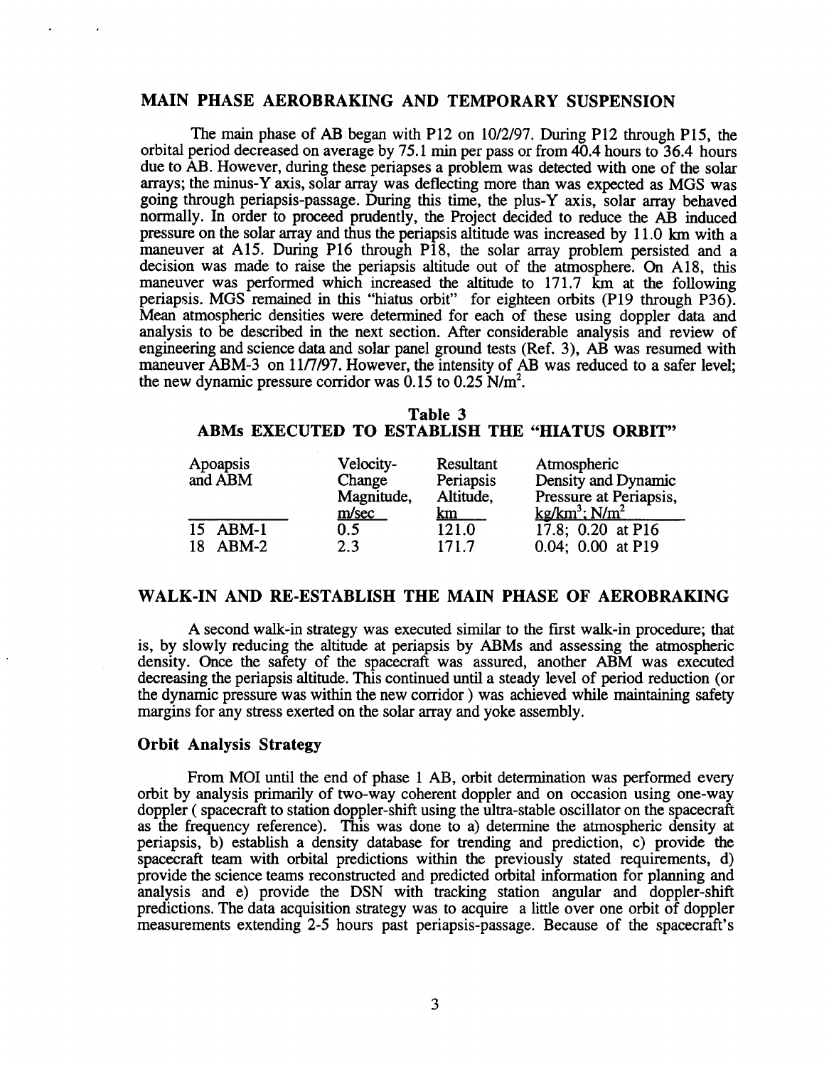## MAIN PHASE AEROBRAKING AND TEMPORARY SUSPENSION

The main phase of AB began with P12 on 10/2/97. During P12 through P15, the orbital period decreased on average by 75.1 min per pass or from 40.4 hours to 36.4 hours due to AB. However, during these periapses a problem was detected with one of the solar arrays; the minus-Y axis, solar array was deflecting more than was expected as MGS was going through periapsis-passage. During this time, the plus-Y axis, solar array behaved normally. In order to proceed prudently, the Project decided to reduce the AB induced pressure on the solar array and thus the periapsis altitude was increased by 11.0 km with a maneuver at A15. During P16 through P18, the solar array problem persisted and a decision was made to raise the periapsis altitude out of the atmosphere. On A18, this maneuver was performed which increased the altitude to 171.7 km at the following periapsis. MGS remained in this "hiatus orbit" for eighteen orbits (P19 through P36). Mean atmospheric densities were determined for each of these using doppler data and analysis to be described in the next section. After considerable analysis and review of engineering and science data and solar panel ground tests (Ref. 3), AB was resumed with maneuver ABM-3 on 11/7/97. However, the intensity of AB was reduced to a safer level; the new dynamic pressure corridor was 0.15 to 0.25 $N/m^2$.

**Table 3**
**ABMs EXECUTED TO ESTABLISH THE "HIATUS ORBIT"**

| Apoapsis and ABM | Velocity-Change Magnitude, m/sec | Resultant Periapsis Altitude, km | Atmospheric Density and Dynamic Pressure at Periapsis, $kg/km^3$; $N/m^2$ |
|---|---|---|---|
| 15 ABM-1 | 0.5 | 121.0 | 17.8; 0.20 at P16 |
| 18 ABM-2 | 2.3 | 171.7 | 0.04; 0.00 at P19 |

## WALK-IN AND RE-ESTABLISH THE MAIN PHASE OF AEROBRAKING

A second walk-in strategy was executed similar to the first walk-in procedure; that is, by slowly reducing the altitude at periapsis by ABMs and assessing the atmospheric density. Once the safety of the spacecraft was assured, another ABM was executed decreasing the periapsis altitude. This continued until a steady level of period reduction (or the dynamic pressure was within the new corridor ) was achieved while maintaining safety margins for any stress exerted on the solar array and yoke assembly.

### Orbit Analysis Strategy

From MOI until the end of phase 1 AB, orbit determination was performed every orbit by analysis primarily of two-way coherent doppler and on occasion using one-way doppler ( spacecraft to station doppler-shift using the ultra-stable oscillator on the spacecraft as the frequency reference). This was done to a) determine the atmospheric density at periapsis, b) establish a density database for trending and prediction, c) provide the spacecraft team with orbital predictions within the previously stated requirements, d) provide the science teams reconstructed and predicted orbital information for planning and analysis and e) provide the DSN with tracking station angular and doppler-shift predictions. The data acquisition strategy was to acquire a little over one orbit of doppler measurements extending 2-5 hours past periapsis-passage. Because of the spacecraft's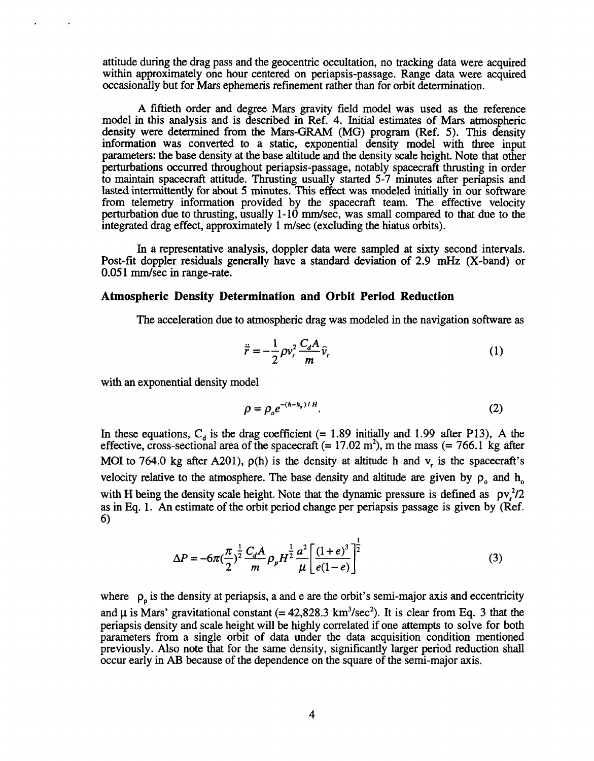attitude during the drag pass and the geocentric occultation, no tracking data were acquired within approximately one hour centered on periapsis-passage. Range data were acquired occasionally but for Mars ephemeris refinement rather than for orbit determination.

A fiftieth order and degree Mars gravity field model was used as the reference model in this analysis and is described in Ref. 4. Initial estimates of Mars atmospheric density were determined from the Mars-GRAM (MG) program (Ref. 5). This density information was converted to a static, exponential density model with three input parameters: the base density at the base altitude and the density scale height. Note that other perturbations occurred throughout periapsis-passage, notably spacecraft thrusting in order to maintain spacecraft attitude. Thrusting usually started 5-7 minutes after periapsis and lasted intermittently for about 5 minutes. This effect was modeled initially in our software from telemetry information provided by the spacecraft team. The effective velocity perturbation due to thrusting, usually 1-10 mm/sec, was small compared to that due to the integrated drag effect, approximately 1 m/sec (excluding the hiatus orbits).

In a representative analysis, doppler data were sampled at sixty second intervals. Post-fit doppler residuals generally have a standard deviation of 2.9 mHz (X-band) or 0.051 mm/sec in range-rate.

### Atmospheric Density Determination and Orbit Period Reduction

The acceleration due to atmospheric drag was modeled in the navigation software as

$$\ddot{r} = -\frac{1}{2}\rho v_r^2 \frac{C_d A}{m}\hat{v}_r \tag{1}$$

with an exponential density model

$$\rho = \rho_o e^{-(h-h_o)/H}. \tag{2}$$

In these equations, $C_d$ is the drag coefficient (= 1.89 initially and 1.99 after P13), A the effective, cross-sectional area of the spacecraft (= 17.02 m$^2$), m the mass (= 766.1 kg after MOI to 764.0 kg after A201), $\rho(h)$ is the density at altitude h and $v_r$ is the spacecraft's velocity relative to the atmosphere. The base density and altitude are given by $\rho_o$ and $h_o$ with H being the density scale height. Note that the dynamic pressure is defined as $\rho v_r^2/2$ as in Eq. 1. An estimate of the orbit period change per periapsis passage is given by (Ref. 6)

$$\Delta P = -6\pi\left(\frac{\pi}{2}\right)^{\frac{1}{2}}\frac{C_d A}{m}\rho_p H^{\frac{1}{2}}\frac{a^2}{\mu}\left[\frac{(1+e)^3}{e(1-e)}\right]^{\frac{1}{2}} \tag{3}$$

where $\rho_p$ is the density at periapsis, a and e are the orbit's semi-major axis and eccentricity and $\mu$ is Mars' gravitational constant (= 42,828.3 km$^3$/sec$^2$). It is clear from Eq. 3 that the periapsis density and scale height will be highly correlated if one attempts to solve for both parameters from a single orbit of data under the data acquisition condition mentioned previously. Also note that for the same density, significantly larger period reduction shall occur early in AB because of the dependence on the square of the semi-major axis.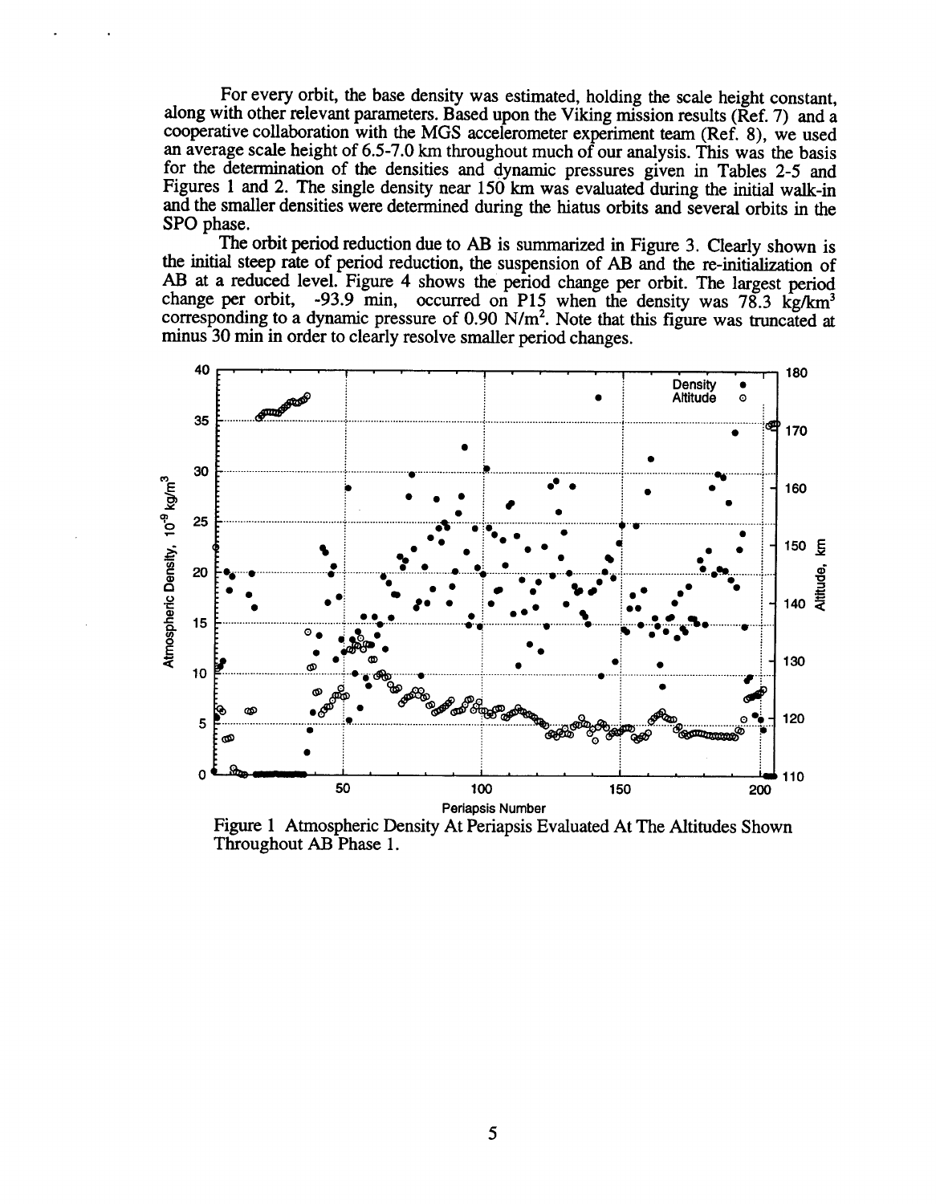For every orbit, the base density was estimated, holding the scale height constant, along with other relevant parameters. Based upon the Viking mission results (Ref. 7) and a cooperative collaboration with the MGS accelerometer experiment team (Ref. 8), we used an average scale height of 6.5-7.0 km throughout much of our analysis. This was the basis for the determination of the densities and dynamic pressures given in Tables 2-5 and Figures 1 and 2. The single density near 150 km was evaluated during the initial walk-in and the smaller densities were determined during the hiatus orbits and several orbits in the SPO phase.

The orbit period reduction due to AB is summarized in Figure 3. Clearly shown is the initial steep rate of period reduction, the suspension of AB and the re-initialization of AB at a reduced level. Figure 4 shows the period change per orbit. The largest period change per orbit, -93.9 min, occurred on P15 when the density was 78.3 $kg/km^3$ corresponding to a dynamic pressure of 0.90 $N/m^2$. Note that this figure was truncated at minus 30 min in order to clearly resolve smaller period changes.

Figure 1 Atmospheric Density At Periapsis Evaluated At The Altitudes Shown Throughout AB Phase 1.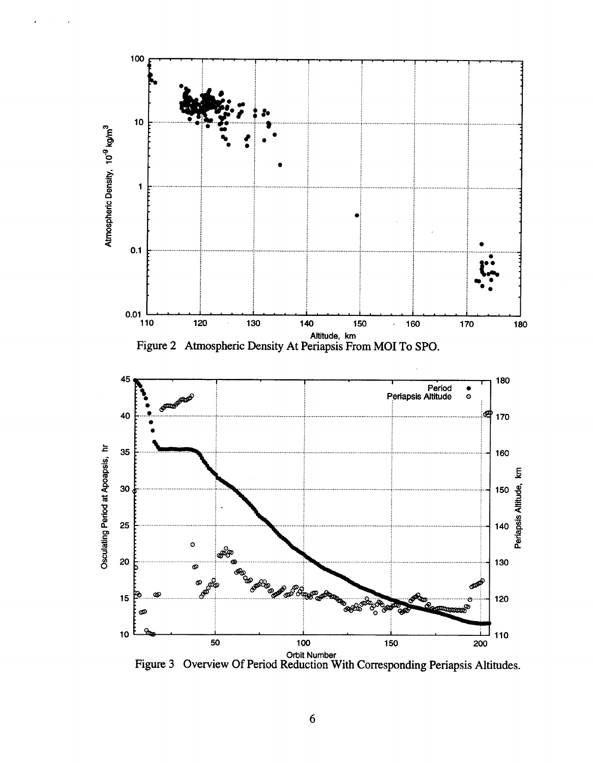Figure 2 Atmospheric Density At Periapsis From MOI To SPO.

Figure 3 Overview Of Period Reduction With Corresponding Periapsis Altitudes.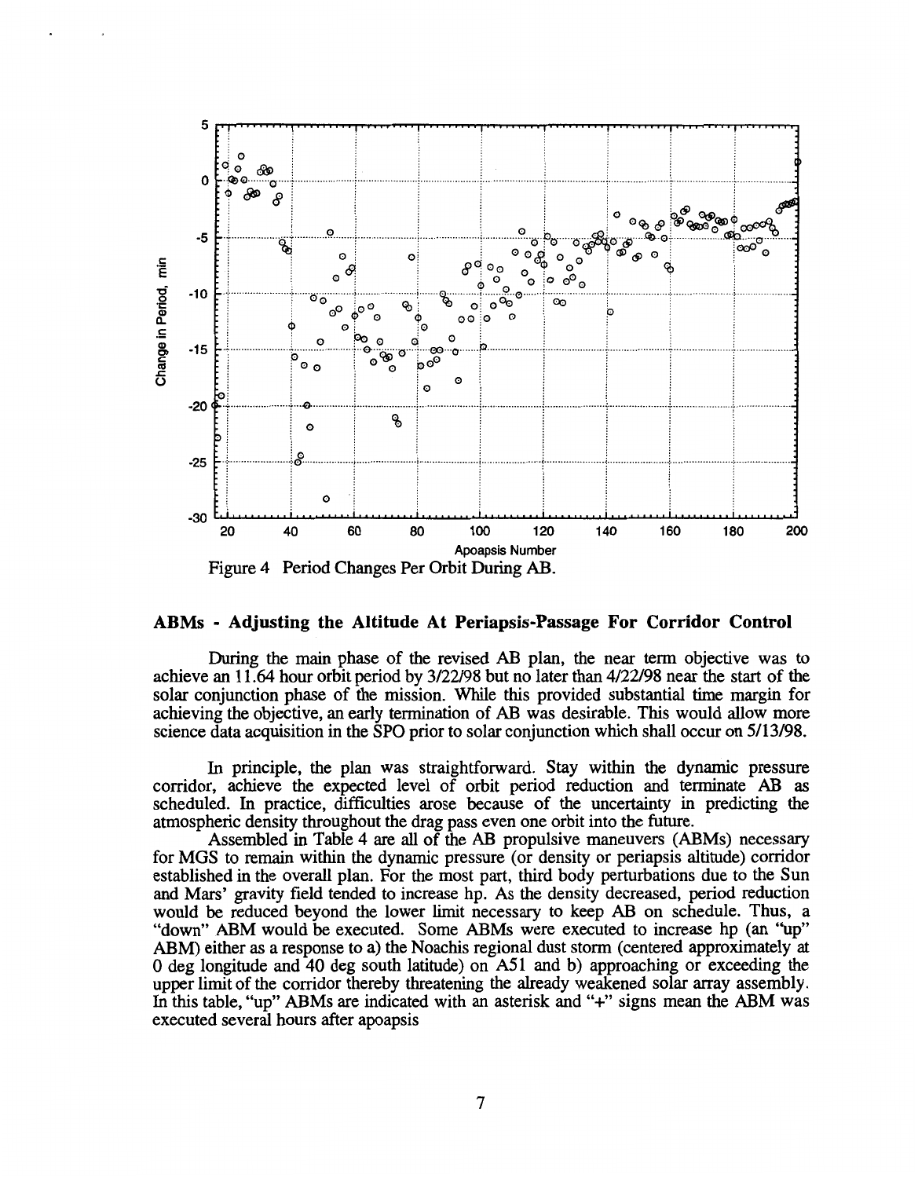Figure 4 Period Changes Per Orbit During AB.

## ABMs - Adjusting the Altitude At Periapsis-Passage For Corridor Control

During the main phase of the revised AB plan, the near term objective was to achieve an 11.64 hour orbit period by 3/22/98 but no later than 4/22/98 near the start of the solar conjunction phase of the mission. While this provided substantial time margin for achieving the objective, an early termination of AB was desirable. This would allow more science data acquisition in the SPO prior to solar conjunction which shall occur on 5/13/98.

In principle, the plan was straightforward. Stay within the dynamic pressure corridor, achieve the expected level of orbit period reduction and terminate AB as scheduled. In practice, difficulties arose because of the uncertainty in predicting the atmospheric density throughout the drag pass even one orbit into the future.

Assembled in Table 4 are all of the AB propulsive maneuvers (ABMs) necessary for MGS to remain within the dynamic pressure (or density or periapsis altitude) corridor established in the overall plan. For the most part, third body perturbations due to the Sun and Mars' gravity field tended to increase hp. As the density decreased, period reduction would be reduced beyond the lower limit necessary to keep AB on schedule. Thus, a "down" ABM would be executed. Some ABMs were executed to increase hp (an "up" ABM) either as a response to a) the Noachis regional dust storm (centered approximately at 0 deg longitude and 40 deg south latitude) on A51 and b) approaching or exceeding the upper limit of the corridor thereby threatening the already weakened solar array assembly. In this table, "up" ABMs are indicated with an asterisk and "+" signs mean the ABM was executed several hours after apoapsis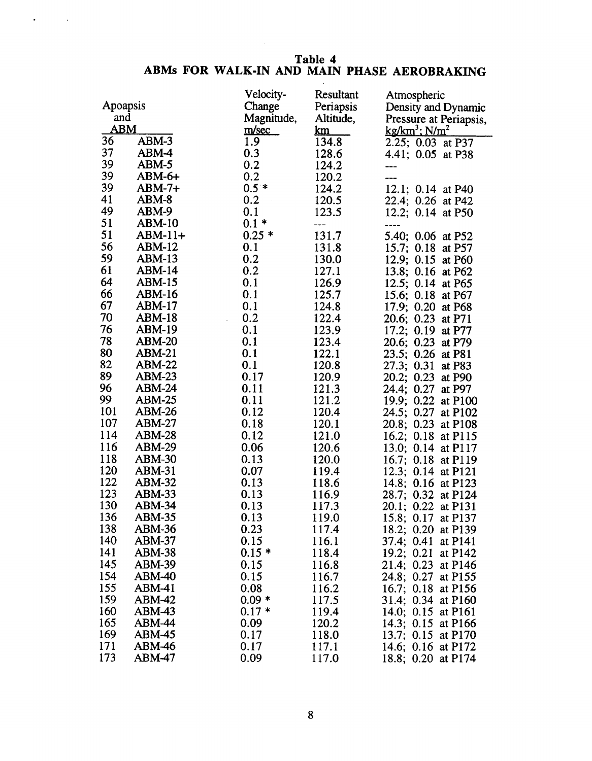**Table 4**
**ABMs FOR WALK-IN AND MAIN PHASE AEROBRAKING**

| Apoapsis and ABM | | Velocity-Change Magnitude, m/sec | Resultant Periapsis Altitude, km | Atmospheric Density and Dynamic Pressure at Periapsis, $kg/km^3$; $N/m^2$ |
|---|---|---|---|---|
| 36 | ABM-3 | 1.9 | 134.8 | 2.25; 0.03 at P37 |
| 37 | ABM-4 | 0.3 | 128.6 | 4.41; 0.05 at P38 |
| 39 | ABM-5 | 0.2 | 124.2 | --- |
| 39 | ABM-6+ | 0.2 | 120.2 | --- |
| 39 | ABM-7+ | 0.5 * | 124.2 | 12.1; 0.14 at P40 |
| 41 | ABM-8 | 0.2 | 120.5 | 22.4; 0.26 at P42 |
| 49 | ABM-9 | 0.1 | 123.5 | 12.2; 0.14 at P50 |
| 51 | ABM-10 | 0.1 * | --- | ---- |
| 51 | ABM-11+ | 0.25 * | 131.7 | 5.40; 0.06 at P52 |
| 56 | ABM-12 | 0.1 | 131.8 | 15.7; 0.18 at P57 |
| 59 | ABM-13 | 0.2 | 130.0 | 12.9; 0.15 at P60 |
| 61 | ABM-14 | 0.2 | 127.1 | 13.8; 0.16 at P62 |
| 64 | ABM-15 | 0.1 | 126.9 | 12.5; 0.14 at P65 |
| 66 | ABM-16 | 0.1 | 125.7 | 15.6; 0.18 at P67 |
| 67 | ABM-17 | 0.1 | 124.8 | 17.9; 0.20 at P68 |
| 70 | ABM-18 | 0.2 | 122.4 | 20.6; 0.23 at P71 |
| 76 | ABM-19 | 0.1 | 123.9 | 17.2; 0.19 at P77 |
| 78 | ABM-20 | 0.1 | 123.4 | 20.6; 0.23 at P79 |
| 80 | ABM-21 | 0.1 | 122.1 | 23.5; 0.26 at P81 |
| 82 | ABM-22 | 0.1 | 120.8 | 27.3; 0.31 at P83 |
| 89 | ABM-23 | 0.17 | 120.9 | 20.2; 0.23 at P90 |
| 96 | ABM-24 | 0.11 | 121.3 | 24.4; 0.27 at P97 |
| 99 | ABM-25 | 0.11 | 121.2 | 19.9; 0.22 at P100 |
| 101 | ABM-26 | 0.12 | 120.4 | 24.5; 0.27 at P102 |
| 107 | ABM-27 | 0.18 | 120.1 | 20.8; 0.23 at P108 |
| 114 | ABM-28 | 0.12 | 121.0 | 16.2; 0.18 at P115 |
| 116 | ABM-29 | 0.06 | 120.6 | 13.0; 0.14 at P117 |
| 118 | ABM-30 | 0.13 | 120.0 | 16.7; 0.18 at P119 |
| 120 | ABM-31 | 0.07 | 119.4 | 12.3; 0.14 at P121 |
| 122 | ABM-32 | 0.13 | 118.6 | 14.8; 0.16 at P123 |
| 123 | ABM-33 | 0.13 | 116.9 | 28.7; 0.32 at P124 |
| 130 | ABM-34 | 0.13 | 117.3 | 20.1; 0.22 at P131 |
| 136 | ABM-35 | 0.13 | 119.0 | 15.8; 0.17 at P137 |
| 138 | ABM-36 | 0.23 | 117.4 | 18.2; 0.20 at P139 |
| 140 | ABM-37 | 0.15 | 116.1 | 37.4; 0.41 at P141 |
| 141 | ABM-38 | 0.15 * | 118.4 | 19.2; 0.21 at P142 |
| 145 | ABM-39 | 0.15 | 116.8 | 21.4; 0.23 at P146 |
| 154 | ABM-40 | 0.15 | 116.7 | 24.8; 0.27 at P155 |
| 155 | ABM-41 | 0.08 | 116.2 | 16.7; 0.18 at P156 |
| 159 | ABM-42 | 0.09 * | 117.5 | 31.4; 0.34 at P160 |
| 160 | ABM-43 | 0.17 * | 119.4 | 14.0; 0.15 at P161 |
| 165 | ABM-44 | 0.09 | 120.2 | 14.3; 0.15 at P166 |
| 169 | ABM-45 | 0.17 | 118.0 | 13.7; 0.15 at P170 |
| 171 | ABM-46 | 0.17 | 117.1 | 14.6; 0.16 at P172 |
| 173 | ABM-47 | 0.09 | 117.0 | 18.8; 0.20 at P174 |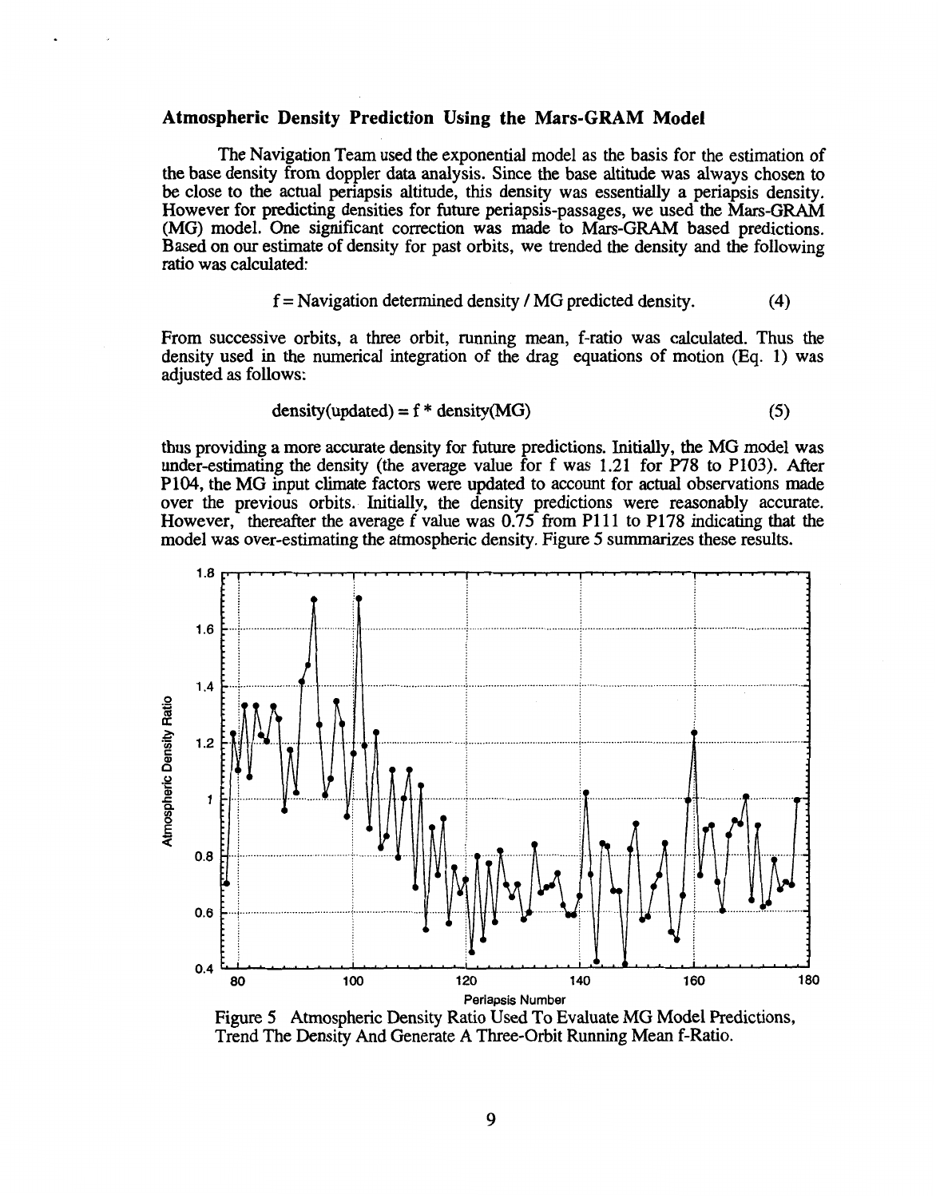### Atmospheric Density Prediction Using the Mars-GRAM Model

The Navigation Team used the exponential model as the basis for the estimation of the base density from doppler data analysis. Since the base altitude was always chosen to be close to the actual periapsis altitude, this density was essentially a periapsis density. However for predicting densities for future periapsis-passages, we used the Mars-GRAM (MG) model. One significant correction was made to Mars-GRAM based predictions. Based on our estimate of density for past orbits, we trended the density and the following ratio was calculated:

$$f = \text{Navigation determined density} / \text{MG predicted density.} \qquad (4)$$

From successive orbits, a three orbit, running mean, f-ratio was calculated. Thus the density used in the numerical integration of the drag equations of motion (Eq. 1) was adjusted as follows:

$$\text{density(updated)} = f * \text{density(MG)} \qquad (5)$$

thus providing a more accurate density for future predictions. Initially, the MG model was under-estimating the density (the average value for f was 1.21 for P78 to P103). After P104, the MG input climate factors were updated to account for actual observations made over the previous orbits. Initially, the density predictions were reasonably accurate. However, thereafter the average f value was 0.75 from P111 to P178 indicating that the model was over-estimating the atmospheric density. Figure 5 summarizes these results.

Figure 5 Atmospheric Density Ratio Used To Evaluate MG Model Predictions, Trend The Density And Generate A Three-Orbit Running Mean f-Ratio.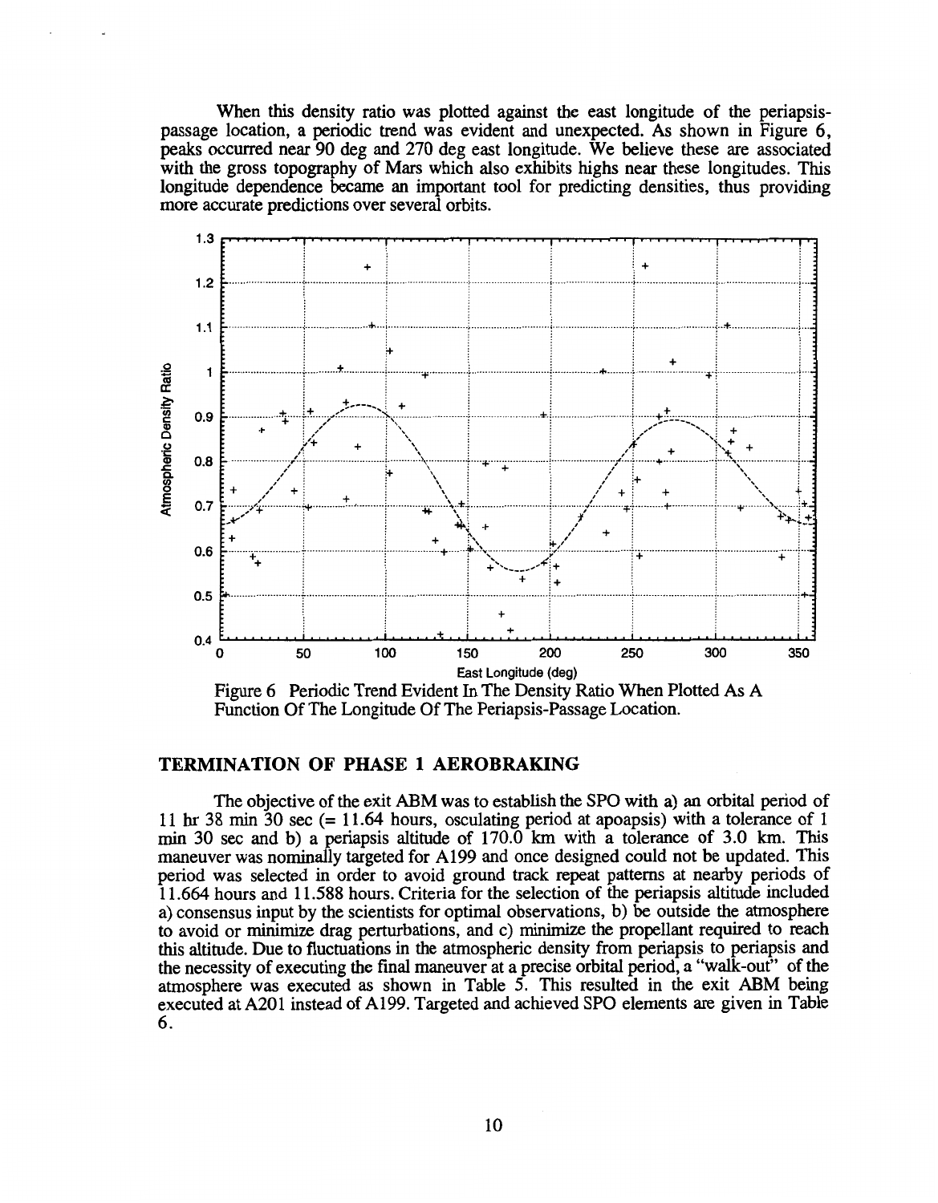When this density ratio was plotted against the east longitude of the periapsis-passage location, a periodic trend was evident and unexpected. As shown in Figure 6, peaks occurred near 90 deg and 270 deg east longitude. We believe these are associated with the gross topography of Mars which also exhibits highs near these longitudes. This longitude dependence became an important tool for predicting densities, thus providing more accurate predictions over several orbits.

Figure 6 Periodic Trend Evident In The Density Ratio When Plotted As A Function Of The Longitude Of The Periapsis-Passage Location.

## TERMINATION OF PHASE 1 AEROBRAKING

The objective of the exit ABM was to establish the SPO with a) an orbital period of 11 hr 38 min 30 sec (= 11.64 hours, osculating period at apoapsis) with a tolerance of 1 min 30 sec and b) a periapsis altitude of 170.0 km with a tolerance of 3.0 km. This maneuver was nominally targeted for A199 and once designed could not be updated. This period was selected in order to avoid ground track repeat patterns at nearby periods of 11.664 hours and 11.588 hours. Criteria for the selection of the periapsis altitude included a) consensus input by the scientists for optimal observations, b) be outside the atmosphere to avoid or minimize drag perturbations, and c) minimize the propellant required to reach this altitude. Due to fluctuations in the atmospheric density from periapsis to periapsis and the necessity of executing the final maneuver at a precise orbital period, a "walk-out" of the atmosphere was executed as shown in Table 5. This resulted in the exit ABM being executed at A201 instead of A199. Targeted and achieved SPO elements are given in Table 6.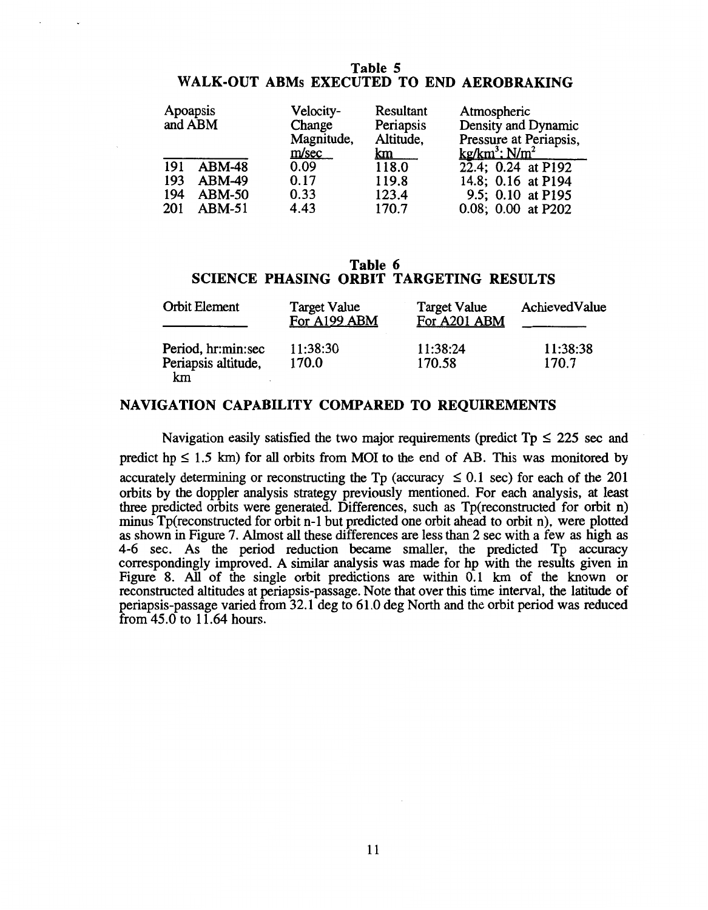**Table 5**
**WALK-OUT ABMs EXECUTED TO END AEROBRAKING**

| Apoapsis and ABM | Velocity-Change Magnitude, m/sec | Resultant Periapsis Altitude, km | Atmospheric Density and Dynamic Pressure at Periapsis, $kg/km^3$; $N/m^2$ |
|---|---|---|---|
| 191 ABM-48 | 0.09 | 118.0 | 22.4; 0.24 at P192 |
| 193 ABM-49 | 0.17 | 119.8 | 14.8; 0.16 at P194 |
| 194 ABM-50 | 0.33 | 123.4 | 9.5; 0.10 at P195 |
| 201 ABM-51 | 4.43 | 170.7 | 0.08; 0.00 at P202 |

**Table 6**
**SCIENCE PHASING ORBIT TARGETING RESULTS**

| Orbit Element | Target Value For A199 ABM | Target Value For A201 ABM | Achieved Value |
|---|---|---|---|
| Period, hr:min:sec | 11:38:30 | 11:38:24 | 11:38:38 |
| Periapsis altitude, km | 170.0 | 170.58 | 170.7 |

## NAVIGATION CAPABILITY COMPARED TO REQUIREMENTS

Navigation easily satisfied the two major requirements (predict Tp ≤ 225 sec and predict hp ≤ 1.5 km) for all orbits from MOI to the end of AB. This was monitored by accurately determining or reconstructing the Tp (accuracy ≤ 0.1 sec) for each of the 201 orbits by the doppler analysis strategy previously mentioned. For each analysis, at least three predicted orbits were generated. Differences, such as Tp(reconstructed for orbit n) minus Tp(reconstructed for orbit n-1 but predicted one orbit ahead to orbit n), were plotted as shown in Figure 7. Almost all these differences are less than 2 sec with a few as high as 4-6 sec. As the period reduction became smaller, the predicted Tp accuracy correspondingly improved. A similar analysis was made for hp with the results given in Figure 8. All of the single orbit predictions are within 0.1 km of the known or reconstructed altitudes at periapsis-passage. Note that over this time interval, the latitude of periapsis-passage varied from 32.1 deg to 61.0 deg North and the orbit period was reduced from 45.0 to 11.64 hours.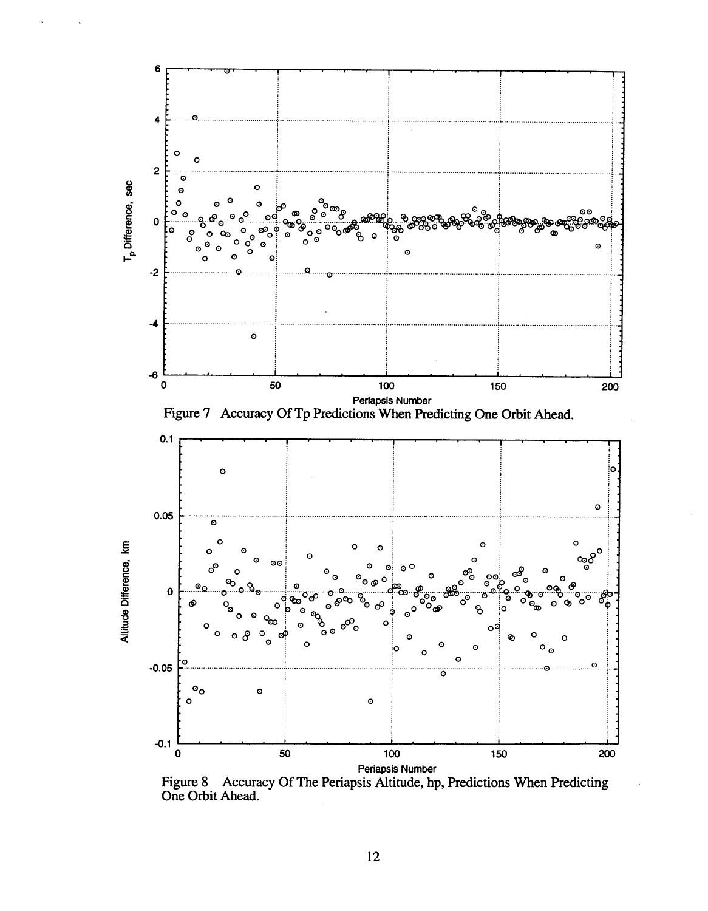Figure 7 Accuracy Of Tp Predictions When Predicting One Orbit Ahead.

Figure 8 Accuracy Of The Periapsis Altitude, hp, Predictions When Predicting One Orbit Ahead.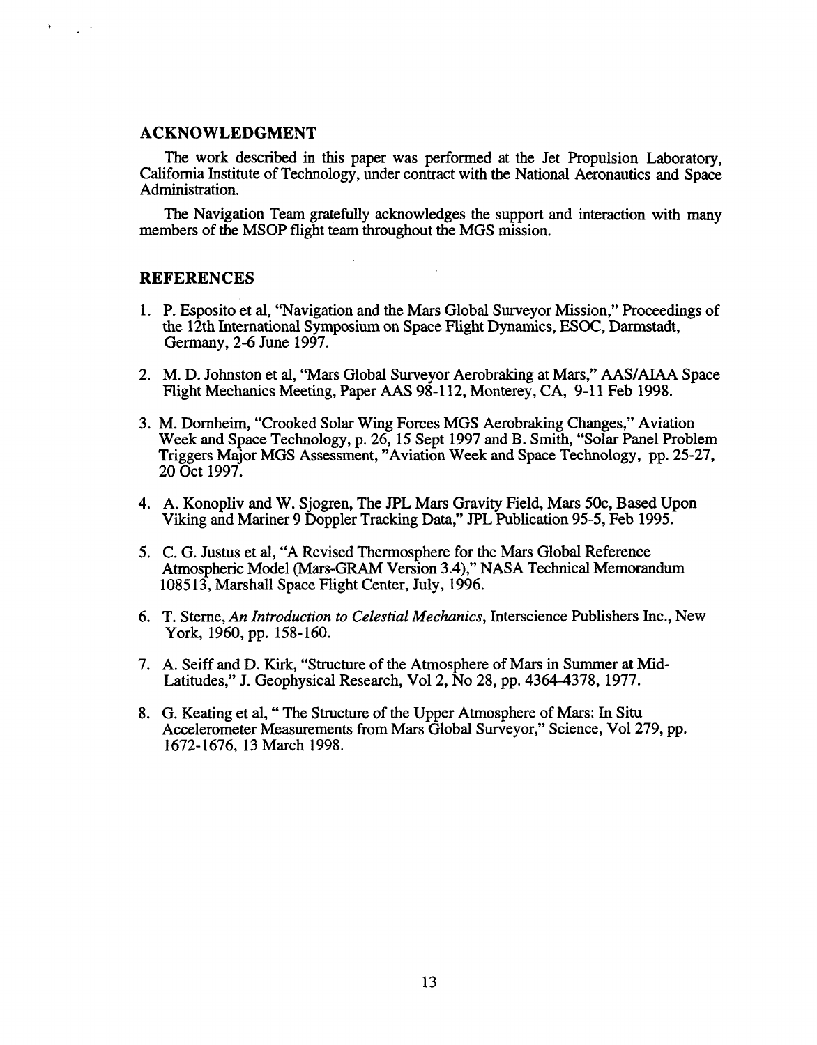## ACKNOWLEDGMENT

The work described in this paper was performed at the Jet Propulsion Laboratory, California Institute of Technology, under contract with the National Aeronautics and Space Administration.

The Navigation Team gratefully acknowledges the support and interaction with many members of the MSOP flight team throughout the MGS mission.

## REFERENCES

1. P. Esposito et al, "Navigation and the Mars Global Surveyor Mission," Proceedings of the 12th International Symposium on Space Flight Dynamics, ESOC, Darmstadt, Germany, 2-6 June 1997.

2. M. D. Johnston et al, "Mars Global Surveyor Aerobraking at Mars," AAS/AIAA Space Flight Mechanics Meeting, Paper AAS 98-112, Monterey, CA, 9-11 Feb 1998.

3. M. Dornheim, "Crooked Solar Wing Forces MGS Aerobraking Changes," Aviation Week and Space Technology, p. 26, 15 Sept 1997 and B. Smith, "Solar Panel Problem Triggers Major MGS Assessment, "Aviation Week and Space Technology, pp. 25-27, 20 Oct 1997.

4. A. Konopliv and W. Sjogren, The JPL Mars Gravity Field, Mars 50c, Based Upon Viking and Mariner 9 Doppler Tracking Data," JPL Publication 95-5, Feb 1995.

5. C. G. Justus et al, "A Revised Thermosphere for the Mars Global Reference Atmospheric Model (Mars-GRAM Version 3.4)," NASA Technical Memorandum 108513, Marshall Space Flight Center, July, 1996.

6. T. Sterne, *An Introduction to Celestial Mechanics*, Interscience Publishers Inc., New York, 1960, pp. 158-160.

7. A. Seiff and D. Kirk, "Structure of the Atmosphere of Mars in Summer at Mid-Latitudes," J. Geophysical Research, Vol 2, No 28, pp. 4364-4378, 1977.

8. G. Keating et al, " The Structure of the Upper Atmosphere of Mars: In Situ Accelerometer Measurements from Mars Global Surveyor," Science, Vol 279, pp. 1672-1676, 13 March 1998.